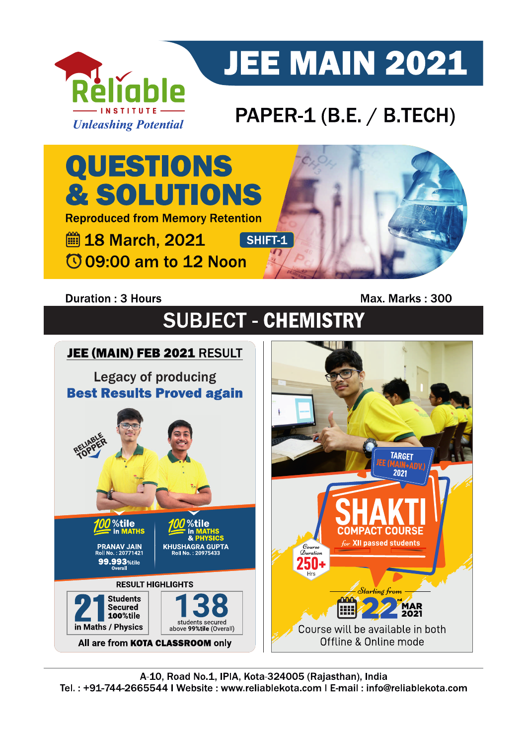Reliable INSTITUTE

*Unleashing Potential*

# JEE MAIN 2021

## PAPER-1 (B.E. / B.TECH)

# QUESTIONS & SOLUTIONS

Reproduced from Memory Retention

18 March, 2021 SHIFT-1

09:00 am to 12 Noon

**Duration : 3 Hours** **Max. Marks : 300**

## SUBJECT - CHEMISTRY

**JEE (MAIN) FEB 2021 RESULT**

Legacy of producing

**Best Results Proved again**

RELIABLE TOPPER

100%tile in MATHS
PRANAV JAIN
Roll No. : 20771421
99.993%tile Overall

100%tile in MATHS & PHYSICS
KHUSHAGRA GUPTA
Roll No. : 20975433

RESULT HIGHLIGHTS

21 Students Secured 100%tile in Maths / Physics

138 students secured above 99%tile (Overall)

All are from **KOTA CLASSROOM** only

TARGET JEE (MAIN+ADV.) 2021

**SHAKTI**

COMPACT COURSE

*for* XII passed students

Course Duration 250+ Hrs

Starting from 22nd MAR 2021

Course will be available in both Offline & Online mode

A-10, Road No.1, IPIA, Kota-324005 (Rajasthan), India

Tel. : +91-744-2665544 I Website : www.reliablekota.com I E-mail : info@reliablekota.com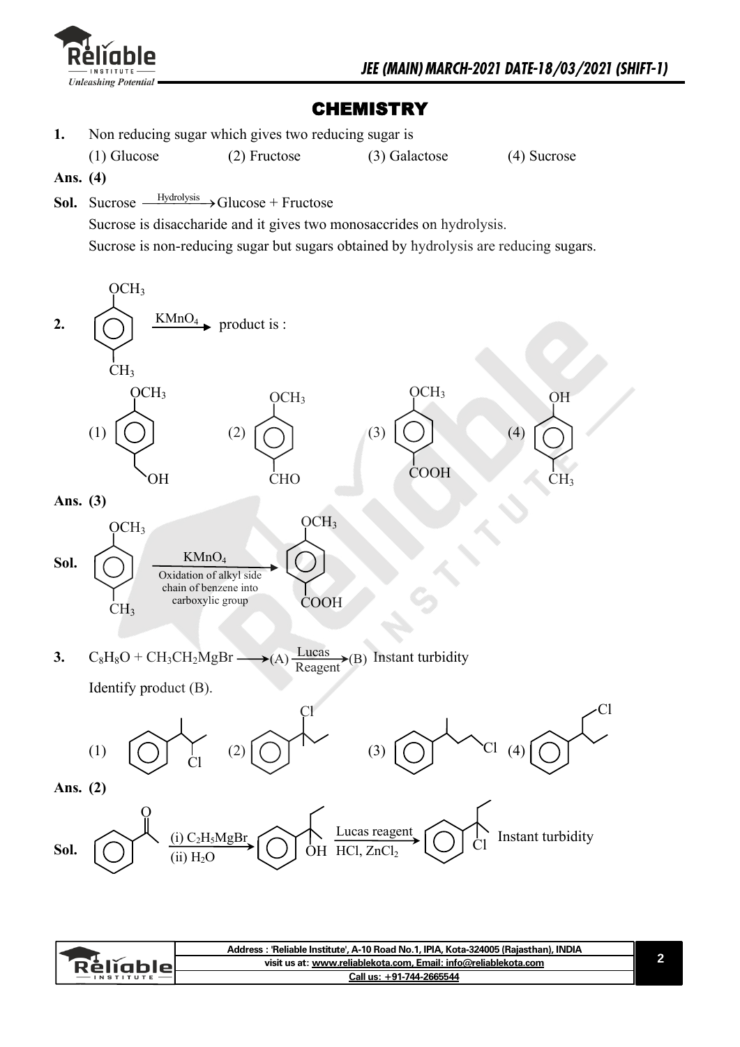# CHEMISTRY

**1.** Non reducing sugar which gives two reducing sugar is

(1) Glucose (2) Fructose (3) Galactose (4) Sucrose

**Ans. (4)**

**Sol.** Sucrose $\xrightarrow{\text{Hydrolysis}}$ Glucose + Fructose

Sucrose is disaccharide and it gives two monosaccrides on hydrolysis.

Sucrose is non-reducing sugar but sugars obtained by hydrolysis are reducing sugars.

**2.** (p-methylanisole: benzene ring with $OCH_3$ and $CH_3$ para) $\xrightarrow{KMnO_4}$ product is :

(1) benzene ring with $OCH_3$ and $CH_2OH$ (para) (2) benzene ring with $OCH_3$ and $CHO$ (para) (3) benzene ring with $OCH_3$ and $COOH$ (para) (4) benzene ring with $OH$ and $CH_3$ (para)

**Ans. (3)**

**Sol.** (benzene ring with $OCH_3$ and $CH_3$ para) $\xrightarrow[\text{Oxidation of alkyl side chain of benzene into carboxylic group}]{KMnO_4}$ (benzene ring with $OCH_3$ and $COOH$ para)

**3.** $C_8H_8O + CH_3CH_2MgBr \longrightarrow (A) \xrightarrow[\text{Reagent}]{\text{Lucas}} (B)$ Instant turbidity

Identify product (B).

(1) $C_6H_5CH(CH_3)CH(Cl)CH_3$ (2) $C_6H_5C(Cl)(CH_3)CH_2CH_3$ (3) $C_6H_5CH(CH_3)CH_2CH_2Cl$ (4) $C_6H_5CH(CH_2Cl)CH_2CH_3$

**Ans. (2)**

**Sol.** $C_6H_5COCH_3 \xrightarrow[\text{(ii) } H_2O]{\text{(i) } C_2H_5MgBr} C_6H_5C(OH)(CH_3)C_2H_5 \xrightarrow[\text{HCl, } ZnCl_2]{\text{Lucas reagent}} C_6H_5C(Cl)(CH_3)C_2H_5$ Instant turbidity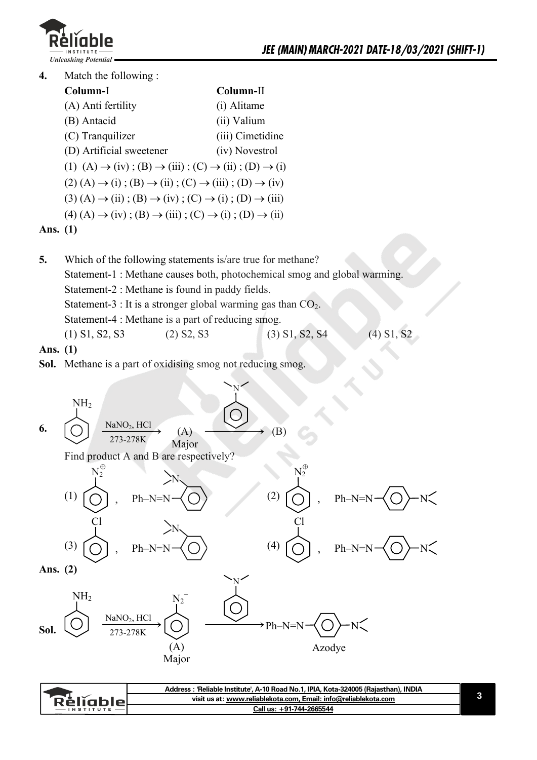**4.** Match the following :

| Column-I | Column-II |
|---|---|
| (A) Anti fertility | (i) Alitame |
| (B) Antacid | (ii) Valium |
| (C) Tranquilizer | (iii) Cimetidine |
| (D) Artificial sweetener | (iv) Novestrol |

(1) (A) → (iv) ; (B) → (iii) ; (C) → (ii) ; (D) → (i)

(2) (A) → (i) ; (B) → (ii) ; (C) → (iii) ; (D) → (iv)

(3) (A) → (ii) ; (B) → (iv) ; (C) → (i) ; (D) → (iii)

(4) (A) → (iv) ; (B) → (iii) ; (C) → (i) ; (D) → (ii)

**Ans. (1)**

**5.** Which of the following statements is/are true for methane?

Statement-1 : Methane causes both, photochemical smog and global warming.

Statement-2 : Methane is found in paddy fields.

Statement-3 : It is a stronger global warming gas than $CO_2$.

Statement-4 : Methane is a part of reducing smog.

(1) S1, S2, S3 (2) S2, S3 (3) S1, S2, S4 (4) S1, S2

**Ans. (1)**

**Sol.** Methane is a part of oxidising smog not reducing smog.

**6.** Aniline ($C_6H_5NH_2$) $\xrightarrow[\text{273-278K}]{\text{NaNO}_2,\ \text{HCl}}$ (A) Major $\xrightarrow{\text{N,N-dimethylaniline}}$ (B)

Find product A and B are respectively?

(1) $C_6H_5N_2^{\oplus}$ , Ph–N=N–$C_6H_4$–$N(CH_3)_2$ (ortho)

(2) $C_6H_5N_2^{\oplus}$ , Ph–N=N–$C_6H_4$–$N(CH_3)_2$ (para)

(3) $C_6H_5Cl$ , Ph–N=N–$C_6H_4$–$N(CH_3)_2$ (ortho)

(4) $C_6H_5Cl$ , Ph–N=N–$C_6H_4$–$N(CH_3)_2$ (para)

**Ans. (2)**

**Sol.** $C_6H_5NH_2$ $\xrightarrow[\text{273-278K}]{\text{NaNO}_2,\ \text{HCl}}$ $C_6H_5N_2^{+}$ (A) Major $\xrightarrow{\text{N,N-dimethylaniline}}$ Ph–N=N–$C_6H_4$–$N(CH_3)_2$ (para) Azodye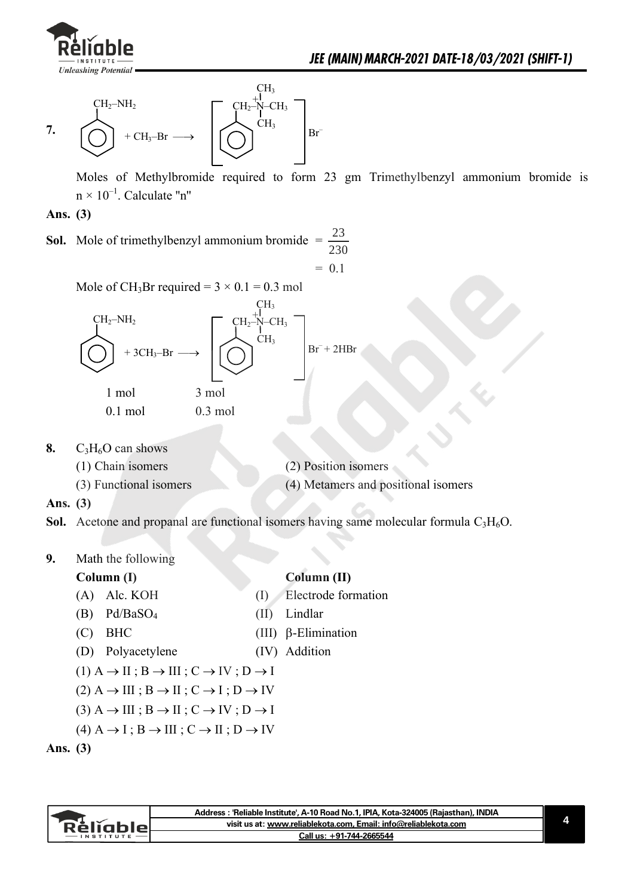**7.** 

$$C_6H_5CH_2NH_2 + CH_3\text{–}Br \longrightarrow \left[C_6H_5CH_2\text{–}\overset{+}{N}(CH_3)_3\right]Br^-$$

Moles of Methylbromide required to form 23 gm Trimethylbenzyl ammonium bromide is $n \times 10^{-1}$. Calculate "n"

**Ans. (3)**

**Sol.** Mole of trimethylbenzyl ammonium bromide $= \dfrac{23}{230}$

$= 0.1$

Mole of $CH_3Br$ required $= 3 \times 0.1 = 0.3$ mol

$$C_6H_5CH_2NH_2 + 3CH_3\text{–}Br \longrightarrow \left[C_6H_5CH_2\text{–}\overset{+}{N}(CH_3)_3\right]Br^- + 2HBr$$

1 mol &nbsp;&nbsp;&nbsp; 3 mol

0.1 mol &nbsp;&nbsp;&nbsp; 0.3 mol

**8.** $C_3H_6O$ can shows

(1) Chain isomers
(2) Position isomers
(3) Functional isomers
(4) Metamers and positional isomers

**Ans. (3)**

**Sol.** Acetone and propanal are functional isomers having same molecular formula $C_3H_6O$.

**9.** Math the following

| **Column (I)** | **Column (II)** |
|---|---|
| (A) Alc. KOH | (I) Electrode formation |
| (B) $Pd/BaSO_4$ | (II) Lindlar |
| (C) BHC | (III) β-Elimination |
| (D) Polyacetylene | (IV) Addition |

(1) A → II ; B → III ; C → IV ; D → I
(2) A → III ; B → II ; C → I ; D → IV
(3) A → III ; B → II ; C → IV ; D → I
(4) A → I ; B → III ; C → II ; D → IV

**Ans. (3)**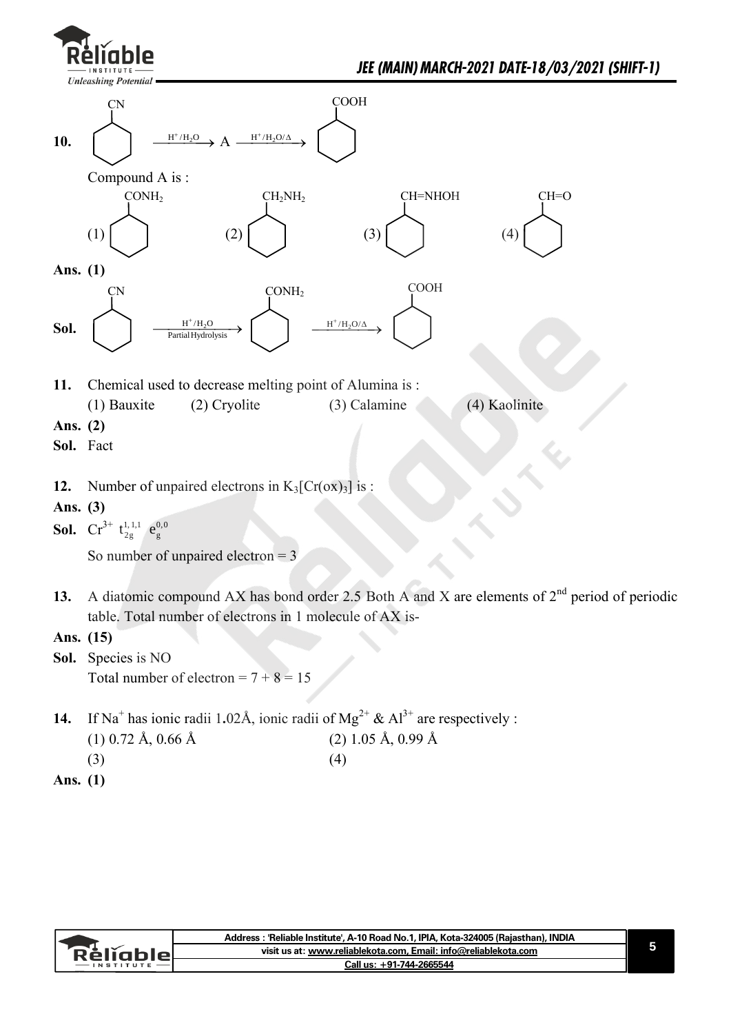**10.** Cyclohexane–CN $\xrightarrow{H^+/H_2O}$ A $\xrightarrow{H^+/H_2O/\Delta}$ Cyclohexane–COOH

Compound A is :

(1) Cyclohexane–$CONH_2$ (2) Cyclohexane–$CH_2NH_2$ (3) Cyclohexane–CH=NHOH (4) Cyclohexane–CH=O

**Ans. (1)**

**Sol.** Cyclohexane–CN $\xrightarrow[\text{Partial Hydrolysis}]{H^+/H_2O}$ Cyclohexane–$CONH_2$ $\xrightarrow{H^+/H_2O/\Delta}$ Cyclohexane–COOH

**11.** Chemical used to decrease melting point of Alumina is :

(1) Bauxite (2) Cryolite (3) Calamine (4) Kaolinite

**Ans. (2)**

**Sol.** Fact

**12.** Number of unpaired electrons in $K_3[Cr(ox)_3]$ is :

**Ans. (3)**

**Sol.** $Cr^{3+}$ $t_{2g}^{1,1,1}$ $e_g^{0,0}$

So number of unpaired electron = 3

**13.** A diatomic compound AX has bond order 2.5 Both A and X are elements of $2^{nd}$ period of periodic table. Total number of electrons in 1 molecule of AX is-

**Ans. (15)**

**Sol.** Species is NO

Total number of electron = 7 + 8 = 15

**14.** If $Na^+$ has ionic radii 1.02Å, ionic radii of $Mg^{2+}$ & $Al^{3+}$ are respectively :

(1) 0.72 Å, 0.66 Å (2) 1.05 Å, 0.99 Å

(3) (4)

**Ans. (1)**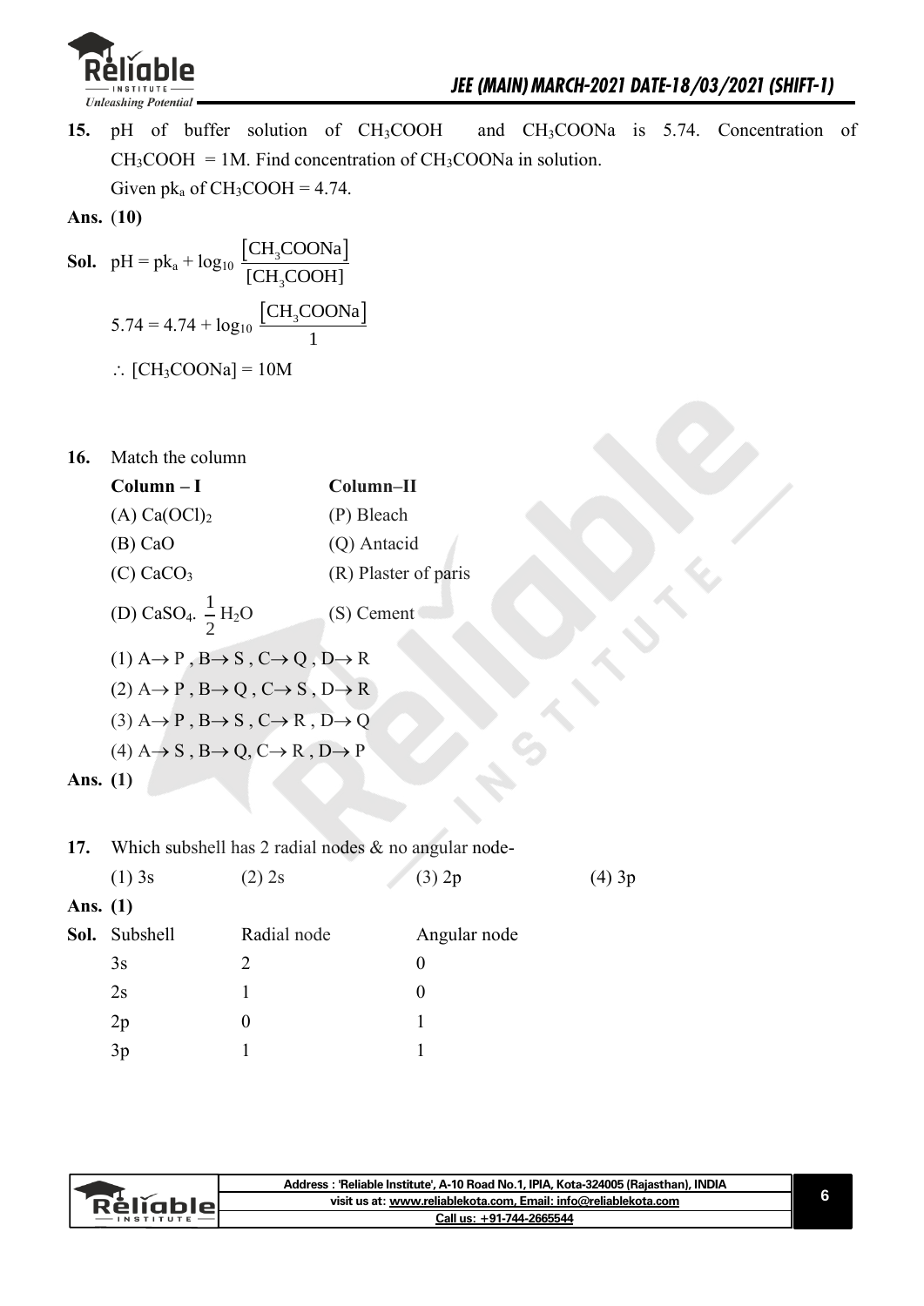**15.** pH of buffer solution of $CH_3COOH$ and $CH_3COONa$ is 5.74. Concentration of $CH_3COOH$ = 1M. Find concentration of $CH_3COONa$ in solution.

Given $pk_a$ of $CH_3COOH$ = 4.74.

**Ans.** **(10)**

**Sol.** $$pH = pk_a + \log_{10} \frac{[CH_3COONa]}{[CH_3COOH]}$$

$$5.74 = 4.74 + \log_{10} \frac{[CH_3COONa]}{1}$$

$\therefore$ $[CH_3COONa] = 10M$

**16.** Match the column

| **Column – I** | **Column–II** |
|---|---|
| (A) $Ca(OCl)_2$ | (P) Bleach |
| (B) CaO | (Q) Antacid |
| (C) $CaCO_3$ | (R) Plaster of paris |
| (D) $CaSO_4 . \frac{1}{2} H_2O$ | (S) Cement |

(1) $A \to P$ , $B \to S$ , $C \to Q$ , $D \to R$

(2) $A \to P$ , $B \to Q$ , $C \to S$ , $D \to R$

(3) $A \to P$ , $B \to S$ , $C \to R$ , $D \to Q$

(4) $A \to S$ , $B \to Q$, $C \to R$ , $D \to P$

**Ans.** **(1)**

**17.** Which subshell has 2 radial nodes & no angular node-

(1) 3s (2) 2s (3) 2p (4) 3p

**Ans.** **(1)**

**Sol.**

| Subshell | Radial node | Angular node |
|---|---|---|
| 3s | 2 | 0 |
| 2s | 1 | 0 |
| 2p | 0 | 1 |
| 3p | 1 | 1 |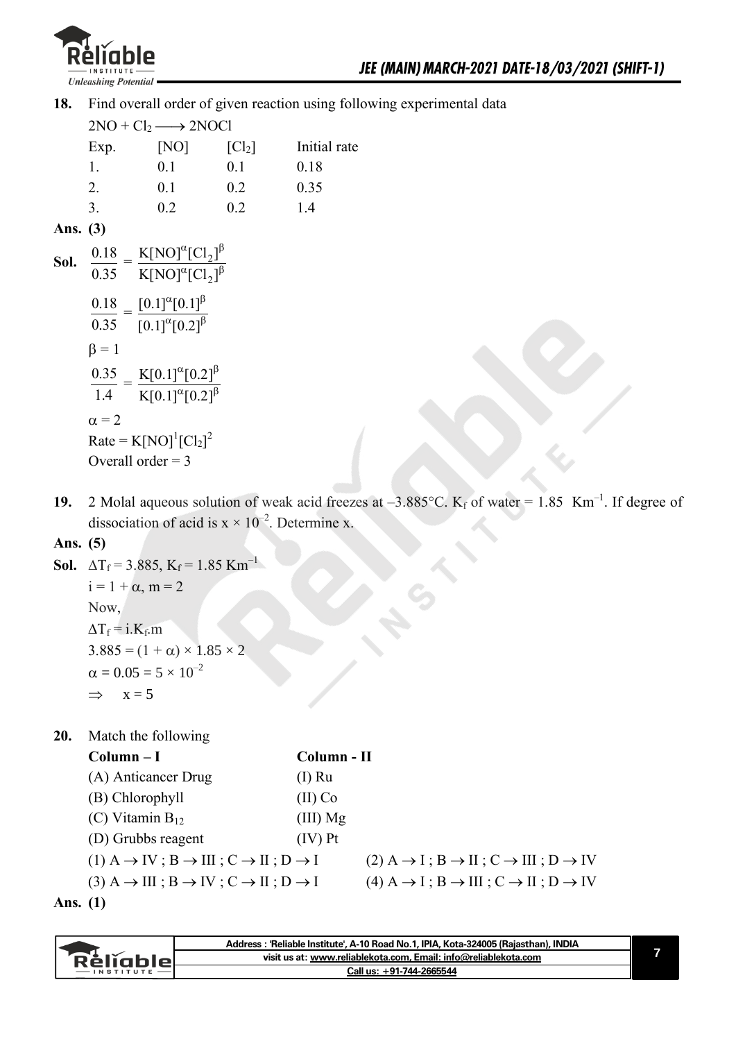**18.** Find overall order of given reaction using following experimental data

$2NO + Cl_2 \longrightarrow 2NOCl$

| Exp. | [NO] | [$Cl_2$] | Initial rate |
|---|---|---|---|
| 1. | 0.1 | 0.1 | 0.18 |
| 2. | 0.1 | 0.2 | 0.35 |
| 3. | 0.2 | 0.2 | 1.4 |

**Ans. (3)**

**Sol.** $\frac{0.18}{0.35} = \frac{K[NO]^{\alpha}[Cl_2]^{\beta}}{K[NO]^{\alpha}[Cl_2]^{\beta}}$

$\frac{0.18}{0.35} = \frac{[0.1]^{\alpha}[0.1]^{\beta}}{[0.1]^{\alpha}[0.2]^{\beta}}$

$\beta = 1$

$\frac{0.35}{1.4} = \frac{K[0.1]^{\alpha}[0.2]^{\beta}}{K[0.1]^{\alpha}[0.2]^{\beta}}$

$\alpha = 2$

Rate = $K[NO]^1[Cl_2]^2$

Overall order = 3

**19.** 2 Molal aqueous solution of weak acid freezes at –3.885°C. $K_f$ of water = 1.85 $Km^{-1}$. If degree of dissociation of acid is $x \times 10^{-2}$. Determine x.

**Ans. (5)**

**Sol.** $\Delta T_f = 3.885$, $K_f = 1.85\ Km^{-1}$

$i = 1 + \alpha$, $m = 2$

Now,

$\Delta T_f = i.K_f.m$

$3.885 = (1 + \alpha) \times 1.85 \times 2$

$\alpha = 0.05 = 5 \times 10^{-2}$

$\Rightarrow \quad x = 5$

**20.** Match the following

| **Column – I** | **Column - II** |
|---|---|
| (A) Anticancer Drug | (I) Ru |
| (B) Chlorophyll | (II) Co |
| (C) Vitamin $B_{12}$ | (III) Mg |
| (D) Grubbs reagent | (IV) Pt |

(1) $A \rightarrow IV$ ; $B \rightarrow III$ ; $C \rightarrow II$ ; $D \rightarrow I$

(2) $A \rightarrow I$ ; $B \rightarrow II$ ; $C \rightarrow III$ ; $D \rightarrow IV$

(3) $A \rightarrow III$ ; $B \rightarrow IV$ ; $C \rightarrow II$ ; $D \rightarrow I$

(4) $A \rightarrow I$ ; $B \rightarrow III$ ; $C \rightarrow II$ ; $D \rightarrow IV$

**Ans. (1)**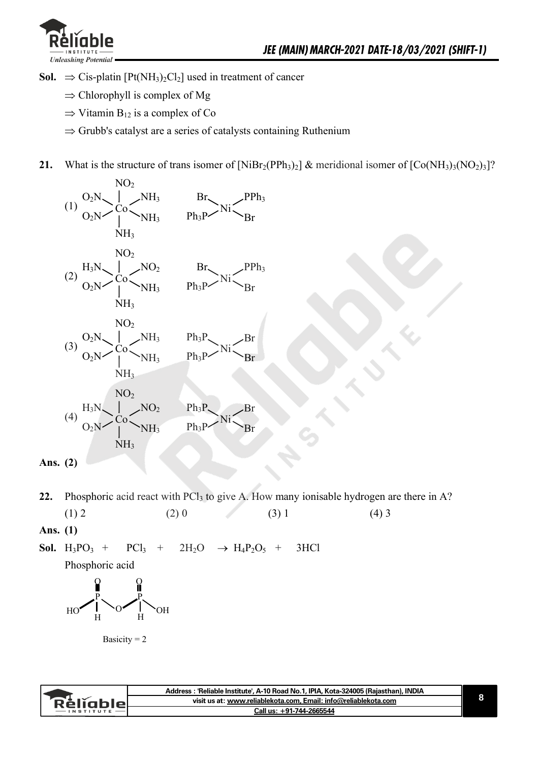**Sol.** $\Rightarrow$ Cis-platin $[Pt(NH_3)_2Cl_2]$ used in treatment of cancer

$\Rightarrow$ Chlorophyll is complex of Mg

$\Rightarrow$ Vitamin $B_{12}$ is a complex of Co

$\Rightarrow$ Grubb's catalyst are a series of catalysts containing Ruthenium

**21.** What is the structure of trans isomer of $[NiBr_2(PPh_3)_2]$ & meridional isomer of $[Co(NH_3)_3(NO_2)_3]$?

(1) Co: top $NO_2$, upper-left $O_2N$, upper-right $NH_3$, lower-left $O_2N$, lower-right $NH_3$, bottom $NH_3$; Ni: Br (upper-left), $PPh_3$ (upper-right), $Ph_3P$ (lower-left), Br (lower-right)

(2) Co: top $NO_2$, upper-left $H_3N$, upper-right $NO_2$, lower-left $O_2N$, lower-right $NH_3$, bottom $NH_3$; Ni: Br (upper-left), $PPh_3$ (upper-right), $Ph_3P$ (lower-left), Br (lower-right)

(3) Co: top $NO_2$, upper-left $O_2N$, upper-right $NH_3$, lower-left $O_2N$, lower-right $NH_3$, bottom $NH_3$; Ni: $Ph_3P$ (upper-left), Br (upper-right), $Ph_3P$ (lower-left), Br (lower-right)

(4) Co: top $NO_2$, upper-left $H_3N$, upper-right $NO_2$, lower-left $O_2N$, lower-right $NH_3$, bottom $NH_3$; Ni: $Ph_3P$ (upper-left), Br (upper-right), $Ph_3P$ (lower-left), Br (lower-right)

**Ans. (2)**

**22.** Phosphoric acid react with $PCl_3$ to give A. How many ionisable hydrogen are there in A?

(1) 2 (2) 0 (3) 1 (4) 3

**Ans. (1)**

**Sol.** $H_3PO_3 + PCl_3 + 2H_2O \rightarrow H_4P_2O_5 + 3HCl$

Phosphoric acid

Structure: HO–P(=O)(H)–O–P(=O)(H)–OH

Basicity = 2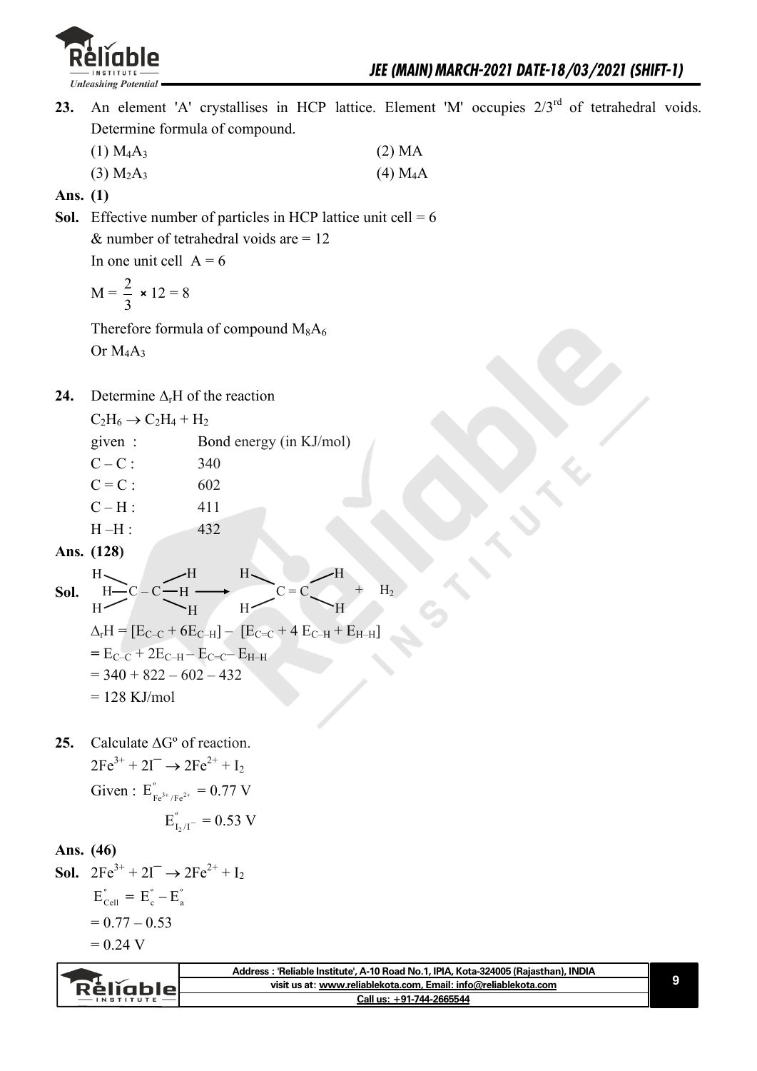**23.** An element 'A' crystallises in HCP lattice. Element 'M' occupies $2/3^{rd}$ of tetrahedral voids. Determine formula of compound.

(1) $M_4A_3$ (2) MA

(3) $M_2A_3$ (4) $M_4A$

**Ans. (1)**

**Sol.** Effective number of particles in HCP lattice unit cell = 6

& number of tetrahedral voids are = 12

In one unit cell A = 6

$M = \frac{2}{3} \times 12 = 8$

Therefore formula of compound $M_8A_6$

Or $M_4A_3$

**24.** Determine $\Delta_rH$ of the reaction

$C_2H_6 \rightarrow C_2H_4 + H_2$

| given : | Bond energy (in KJ/mol) |
|---|---|
| C – C : | 340 |
| C = C : | 602 |
| C – H : | 411 |
| H –H : | 432 |

**Ans. (128)**

**Sol.** $H_3C-CH_3 \longrightarrow H_2C=CH_2 + H_2$

$\Delta_rH = [E_{C-C} + 6E_{C-H}] - [E_{C=C} + 4\,E_{C-H} + E_{H-H}]$

$= E_{C-C} + 2E_{C-H} - E_{C=C} - E_{H-H}$

$= 340 + 822 - 602 - 432$

$= 128$ KJ/mol

**25.** Calculate $\Delta G^o$ of reaction.

$2Fe^{3+} + 2I^- \rightarrow 2Fe^{2+} + I_2$

Given : $E^\circ_{Fe^{3+}/Fe^{2+}} = 0.77$ V

$E^\circ_{I_2/I^-} = 0.53$ V

**Ans. (46)**

**Sol.** $2Fe^{3+} + 2I^- \rightarrow 2Fe^{2+} + I_2$

$E^\circ_{Cell} = E^\circ_c - E^\circ_a$

$= 0.77 - 0.53$

$= 0.24$ V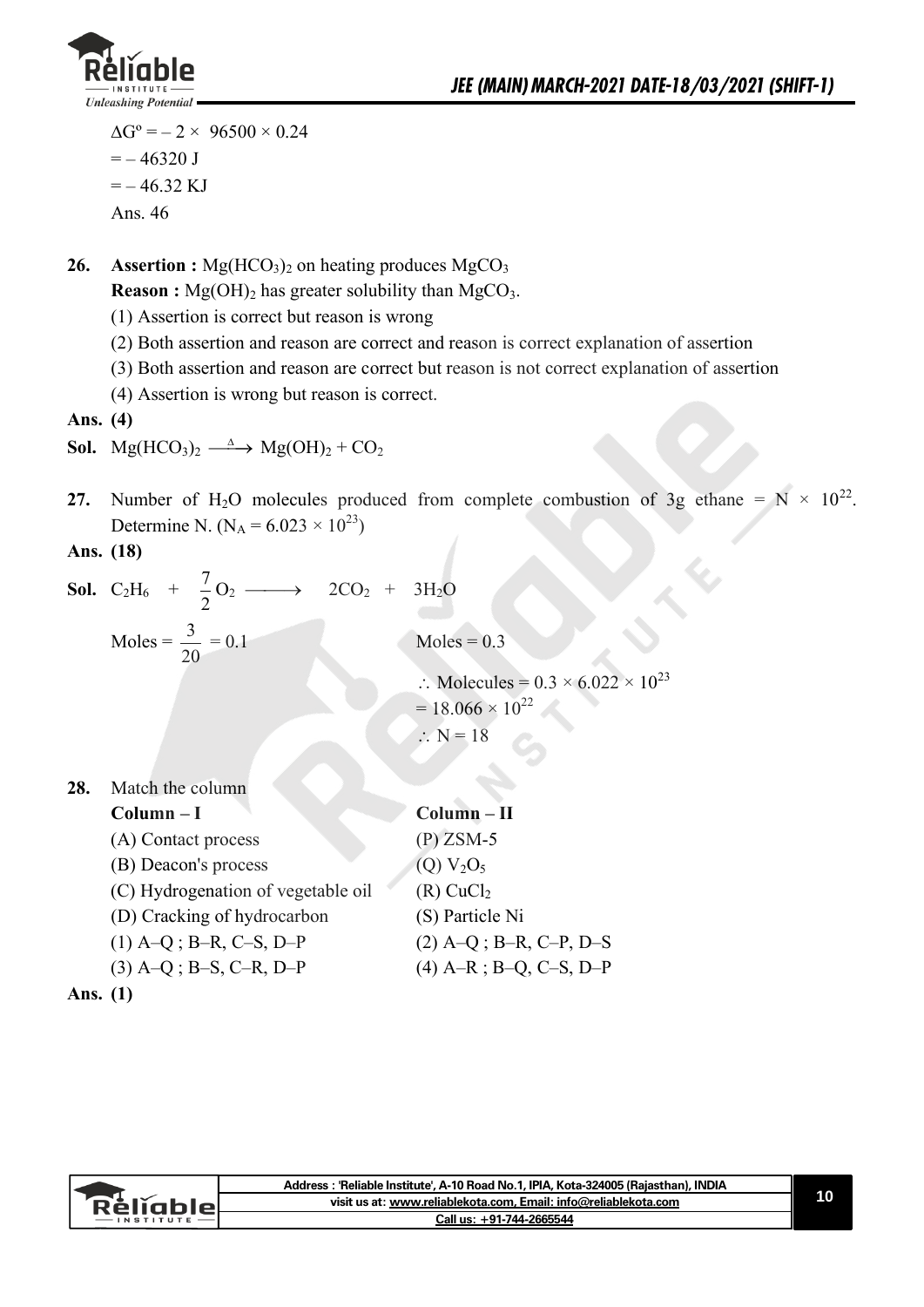$\Delta G^o = -2 \times 96500 \times 0.24$

$= -46320$ J

$= -46.32$ KJ

Ans. 46

**26.** **Assertion :** $Mg(HCO_3)_2$ on heating produces $MgCO_3$

**Reason :** $Mg(OH)_2$ has greater solubility than $MgCO_3$.

(1) Assertion is correct but reason is wrong

(2) Both assertion and reason are correct and reason is correct explanation of assertion

(3) Both assertion and reason are correct but reason is not correct explanation of assertion

(4) Assertion is wrong but reason is correct.

**Ans. (4)**

**Sol.** $Mg(HCO_3)_2 \xrightarrow{\Delta} Mg(OH)_2 + CO_2$

**27.** Number of $H_2O$ molecules produced from complete combustion of 3g ethane $= N \times 10^{22}$. Determine N. ($N_A = 6.023 \times 10^{23}$)

**Ans. (18)**

**Sol.** $C_2H_6 + \frac{7}{2}O_2 \longrightarrow 2CO_2 + 3H_2O$

Moles $= \frac{3}{20} = 0.1$

Moles $= 0.3$

$\therefore$ Molecules $= 0.3 \times 6.022 \times 10^{23}$

$= 18.066 \times 10^{22}$

$\therefore N = 18$

**28.** Match the column

| **Column – I** | **Column – II** |
|---|---|
| (A) Contact process | (P) ZSM-5 |
| (B) Deacon's process | (Q) $V_2O_5$ |
| (C) Hydrogenation of vegetable oil | (R) $CuCl_2$ |
| (D) Cracking of hydrocarbon | (S) Particle Ni |

(1) A–Q ; B–R, C–S, D–P

(2) A–Q ; B–R, C–P, D–S

(3) A–Q ; B–S, C–R, D–P

(4) A–R ; B–Q, C–S, D–P

**Ans. (1)**